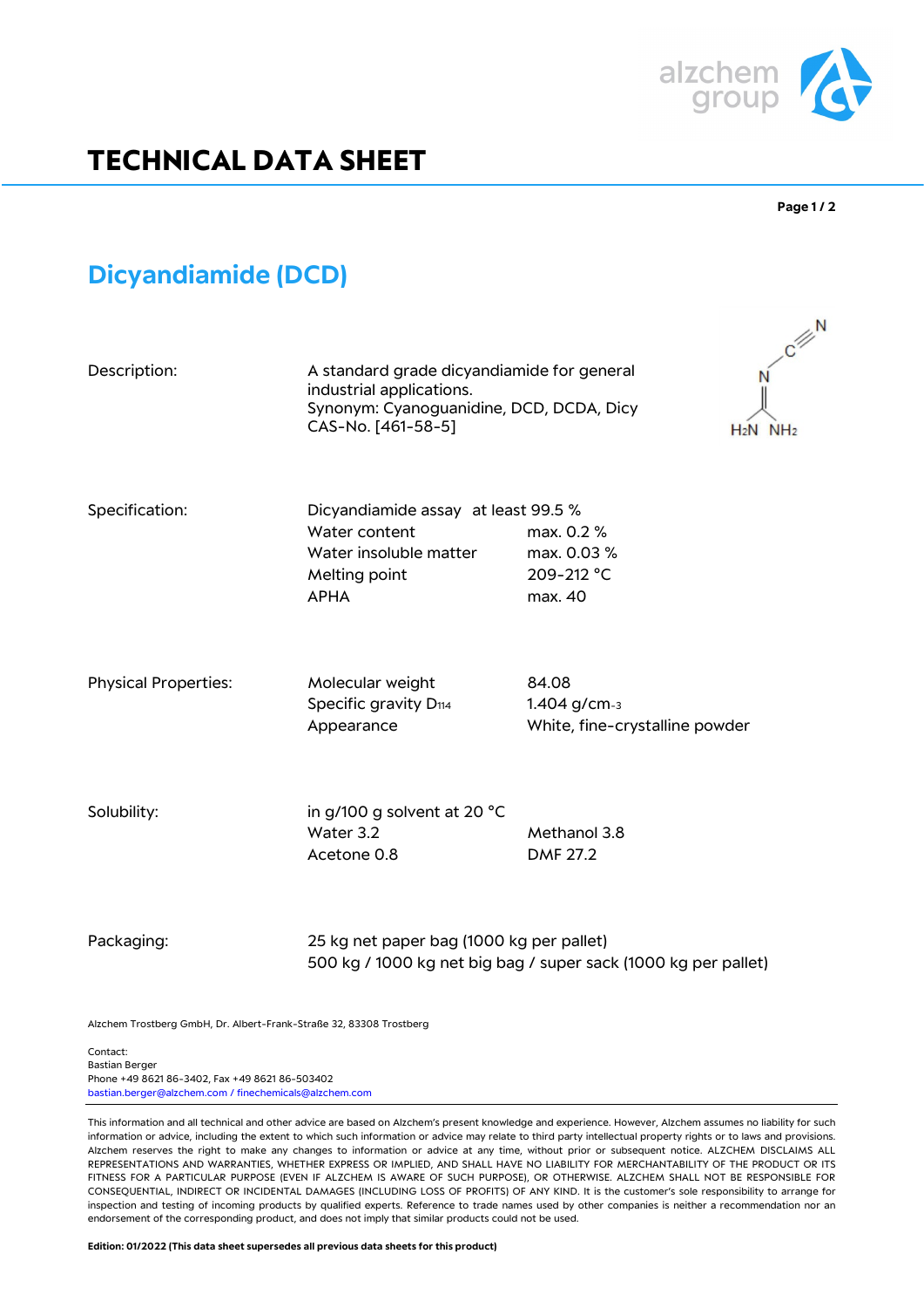# TECHNICAL DATA SHEET

## Dicyandiamide (DCD)

| | | |
|---|---|---|
| Description: | A standard grade dicyandiamide for general industrial applications.<br>Synonym: Cyanoguanidine, DCD, DCDA, Dicy<br>CAS-No. [461-58-5] | |
| Specification: | Dicyandiamide assay | at least 99.5 % |
| | Water content | max. 0.2 % |
| | Water insoluble matter | max. 0.03 % |
| | Melting point | 209-212 °C |
| | APHA | max. 40 |
| Physical Properties: | Molecular weight | 84.08 |
| | Specific gravity $D_{114}$ | 1.404 g/cm$^{-3}$ |
| | Appearance | White, fine-crystalline powder |
| Solubility: | in g/100 g solvent at 20 °C | |
| | Water 3.2 | Methanol 3.8 |
| | Acetone 0.8 | DMF 27.2 |
| Packaging: | 25 kg net paper bag (1000 kg per pallet)<br>500 kg / 1000 kg net big bag / super sack (1000 kg per pallet) | |

Alzchem Trostberg GmbH, Dr. Albert-Frank-Straße 32, 83308 Trostberg

Contact:
Bastian Berger
Phone +49 8621 86-3402, Fax +49 8621 86-503402
bastian.berger@alzchem.com / finechemicals@alzchem.com

This information and all technical and other advice are based on Alzchem's present knowledge and experience. However, Alzchem assumes no liability for such information or advice, including the extent to which such information or advice may relate to third party intellectual property rights or to laws and provisions. Alzchem reserves the right to make any changes to information or advice at any time, without prior or subsequent notice. ALZCHEM DISCLAIMS ALL REPRESENTATIONS AND WARRANTIES, WHETHER EXPRESS OR IMPLIED, AND SHALL HAVE NO LIABILITY FOR MERCHANTABILITY OF THE PRODUCT OR ITS FITNESS FOR A PARTICULAR PURPOSE (EVEN IF ALZCHEM IS AWARE OF SUCH PURPOSE), OR OTHERWISE. ALZCHEM SHALL NOT BE RESPONSIBLE FOR CONSEQUENTIAL, INDIRECT OR INCIDENTAL DAMAGES (INCLUDING LOSS OF PROFITS) OF ANY KIND. It is the customer's sole responsibility to arrange for inspection and testing of incoming products by qualified experts. Reference to trade names used by other companies is neither a recommendation nor an endorsement of the corresponding product, and does not imply that similar products could not be used.

**Edition: 01/2022 (This data sheet supersedes all previous data sheets for this product)**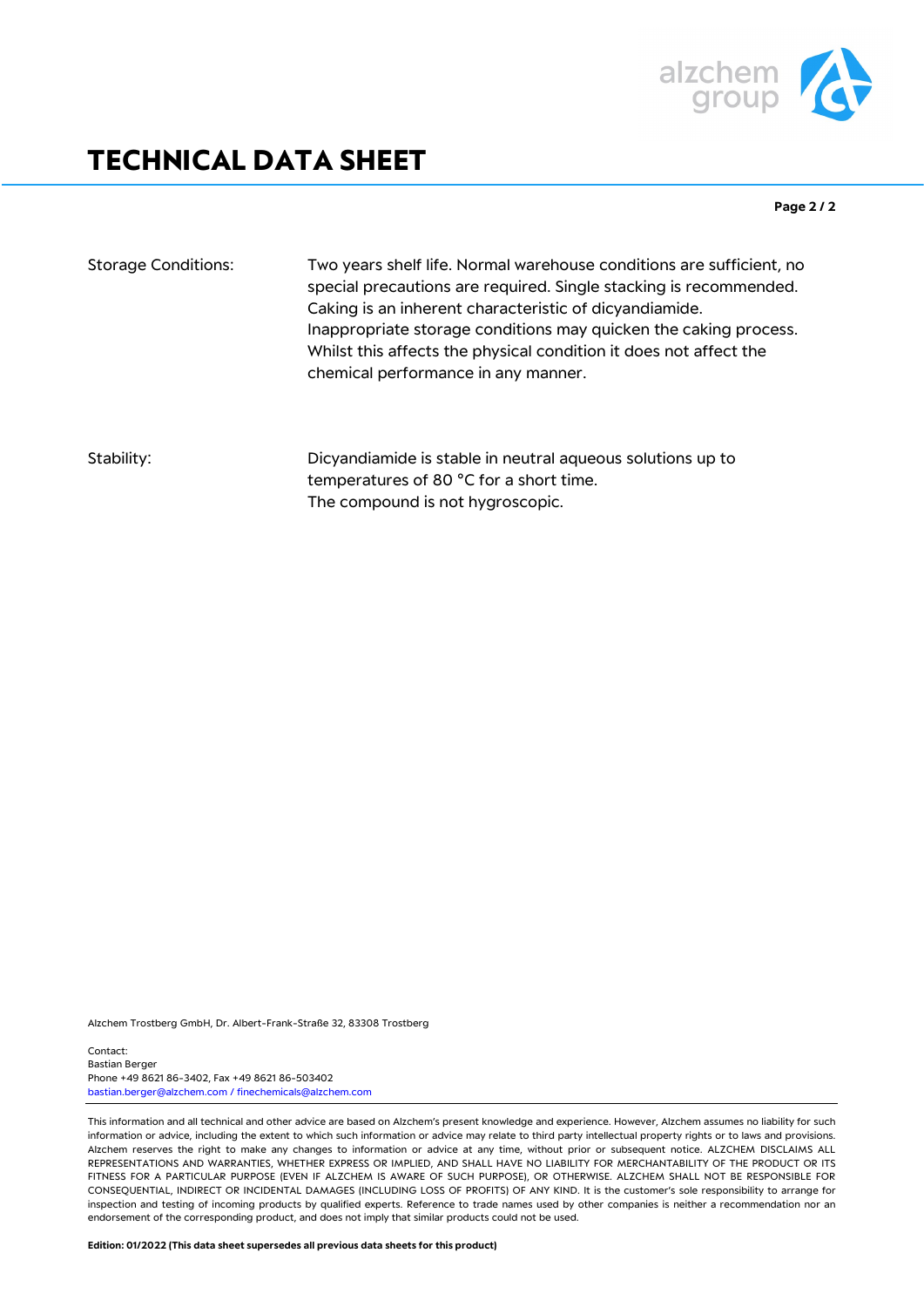# TECHNICAL DATA SHEET

| | |
|---|---|
| Storage Conditions: | Two years shelf life. Normal warehouse conditions are sufficient, no special precautions are required. Single stacking is recommended. Caking is an inherent characteristic of dicyandiamide. Inappropriate storage conditions may quicken the caking process. Whilst this affects the physical condition it does not affect the chemical performance in any manner. |
| Stability: | Dicyandiamide is stable in neutral aqueous solutions up to temperatures of 80 °C for a short time. The compound is not hygroscopic. |

Alzchem Trostberg GmbH, Dr. Albert-Frank-Straße 32, 83308 Trostberg

Contact:
Bastian Berger
Phone +49 8621 86-3402, Fax +49 8621 86-503402
bastian.berger@alzchem.com / finechemicals@alzchem.com

This information and all technical and other advice are based on Alzchem's present knowledge and experience. However, Alzchem assumes no liability for such information or advice, including the extent to which such information or advice may relate to third party intellectual property rights or to laws and provisions. Alzchem reserves the right to make any changes to information or advice at any time, without prior or subsequent notice. ALZCHEM DISCLAIMS ALL REPRESENTATIONS AND WARRANTIES, WHETHER EXPRESS OR IMPLIED, AND SHALL HAVE NO LIABILITY FOR MERCHANTABILITY OF THE PRODUCT OR ITS FITNESS FOR A PARTICULAR PURPOSE (EVEN IF ALZCHEM IS AWARE OF SUCH PURPOSE), OR OTHERWISE. ALZCHEM SHALL NOT BE RESPONSIBLE FOR CONSEQUENTIAL, INDIRECT OR INCIDENTAL DAMAGES (INCLUDING LOSS OF PROFITS) OF ANY KIND. It is the customer's sole responsibility to arrange for inspection and testing of incoming products by qualified experts. Reference to trade names used by other companies is neither a recommendation nor an endorsement of the corresponding product, and does not imply that similar products could not be used.

**Edition: 01/2022 (This data sheet supersedes all previous data sheets for this product)**